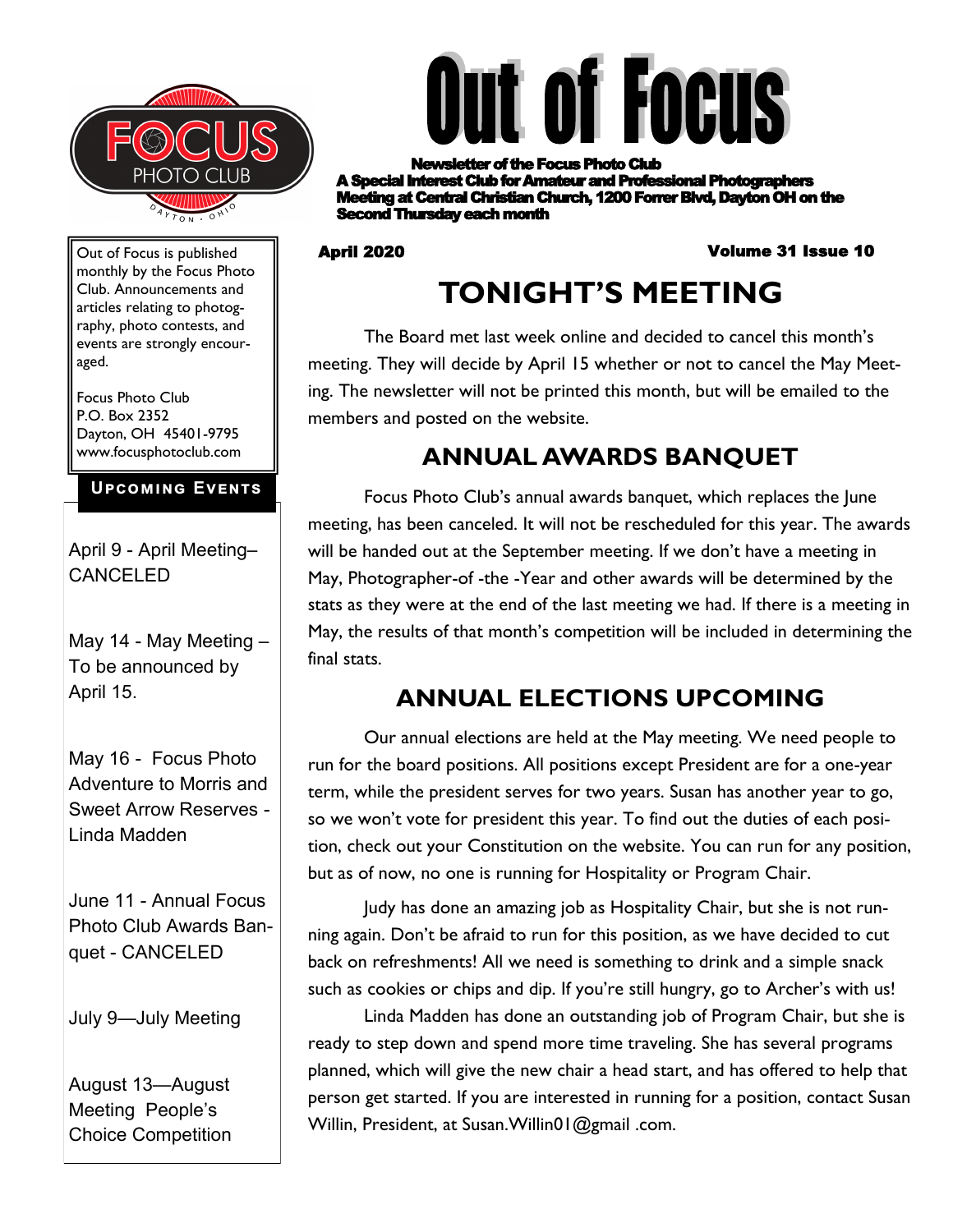# Out of Focus

**Newsletter of the Focus Photo Club**
**A Special Interest Club for Amateur and Professional Photographers**
**Meeting at Central Christian Church, 1200 Forrer Blvd, Dayton OH on the Second Thursday each month**

**April 2020** **Volume 31 Issue 10**

Out of Focus is published monthly by the Focus Photo Club. Announcements and articles relating to photography, photo contests, and events are strongly encouraged.

Focus Photo Club
P.O. Box 2352
Dayton, OH 45401-9795
www.focusphotoclub.com

### UPCOMING EVENTS

April 9 - April Meeting– CANCELED

May 14 - May Meeting – To be announced by April 15.

May 16 - Focus Photo Adventure to Morris and Sweet Arrow Reserves - Linda Madden

June 11 - Annual Focus Photo Club Awards Banquet - CANCELED

July 9—July Meeting

August 13—August Meeting People's Choice Competition

## TONIGHT'S MEETING

The Board met last week online and decided to cancel this month's meeting. They will decide by April 15 whether or not to cancel the May Meeting. The newsletter will not be printed this month, but will be emailed to the members and posted on the website.

## ANNUAL AWARDS BANQUET

Focus Photo Club's annual awards banquet, which replaces the June meeting, has been canceled. It will not be rescheduled for this year. The awards will be handed out at the September meeting. If we don't have a meeting in May, Photographer-of -the -Year and other awards will be determined by the stats as they were at the end of the last meeting we had. If there is a meeting in May, the results of that month's competition will be included in determining the final stats.

## ANNUAL ELECTIONS UPCOMING

Our annual elections are held at the May meeting. We need people to run for the board positions. All positions except President are for a one-year term, while the president serves for two years. Susan has another year to go, so we won't vote for president this year. To find out the duties of each position, check out your Constitution on the website. You can run for any position, but as of now, no one is running for Hospitality or Program Chair.

Judy has done an amazing job as Hospitality Chair, but she is not running again. Don't be afraid to run for this position, as we have decided to cut back on refreshments! All we need is something to drink and a simple snack such as cookies or chips and dip. If you're still hungry, go to Archer's with us!

Linda Madden has done an outstanding job of Program Chair, but she is ready to step down and spend more time traveling. She has several programs planned, which will give the new chair a head start, and has offered to help that person get started. If you are interested in running for a position, contact Susan Willin, President, at Susan.Willin01@gmail .com.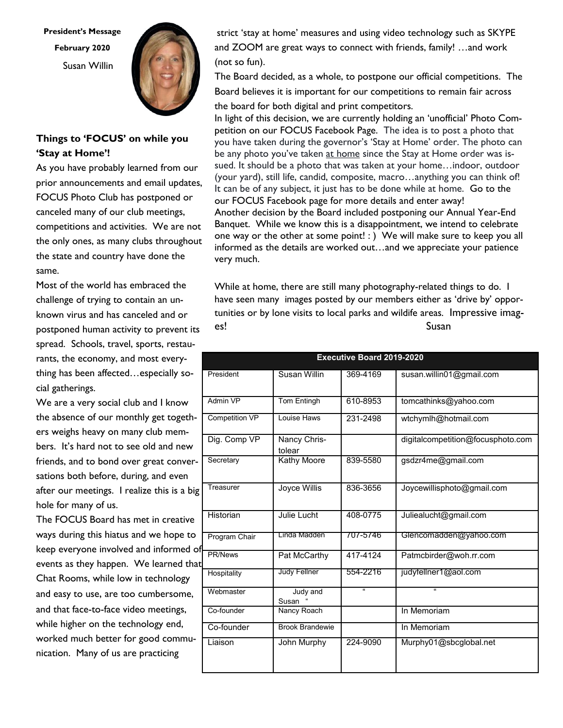**President's Message**

**February 2020**

Susan Willin

### Things to 'FOCUS' on while you 'Stay at Home'!

As you have probably learned from our prior announcements and email updates, FOCUS Photo Club has postponed or canceled many of our club meetings, competitions and activities. We are not the only ones, as many clubs throughout the state and country have done the same.

Most of the world has embraced the challenge of trying to contain an unknown virus and has canceled and or postponed human activity to prevent its spread. Schools, travel, sports, restaurants, the economy, and most everything has been affected…especially social gatherings.

We are a very social club and I know the absence of our monthly get togethers weighs heavy on many club members. It's hard not to see old and new friends, and to bond over great conversations both before, during, and even after our meetings. I realize this is a big hole for many of us.

The FOCUS Board has met in creative ways during this hiatus and we hope to keep everyone involved and informed of events as they happen. We learned that Chat Rooms, while low in technology and easy to use, are too cumbersome, and that face-to-face video meetings, while higher on the technology end, worked much better for good communication. Many of us are practicing strict 'stay at home' measures and using video technology such as SKYPE and ZOOM are great ways to connect with friends, family! …and work (not so fun).

The Board decided, as a whole, to postpone our official competitions. The Board believes it is important for our competitions to remain fair across the board for both digital and print competitors.

In light of this decision, we are currently holding an 'unofficial' Photo Competition on our FOCUS Facebook Page. The idea is to post a photo that you have taken during the governor's 'Stay at Home' order. The photo can be any photo you've taken at home since the Stay at Home order was issued. It should be a photo that was taken at your home…indoor, outdoor (your yard), still life, candid, composite, macro…anything you can think of! It can be of any subject, it just has to be done while at home. Go to the our FOCUS Facebook page for more details and enter away!

Another decision by the Board included postponing our Annual Year-End Banquet. While we know this is a disappointment, we intend to celebrate one way or the other at some point! : ) We will make sure to keep you all informed as the details are worked out…and we appreciate your patience very much.

While at home, there are still many photography-related things to do. I have seen many images posted by our members either as 'drive by' opportunities or by lone visits to local parks and wildife areas. Impressive images!

Susan

| Executive Board 2019-2020 | | | |
|---|---|---|---|
| President | Susan Willin | 369-4169 | susan.willin01@gmail.com |
| Admin VP | Tom Entingh | 610-8953 | tomcathinks@yahoo.com |
| Competition VP | Louise Haws | 231-2498 | wtchymlh@hotmail.com |
| Dig. Comp VP | Nancy Christolear | | digitalcompetition@focusphoto.com |
| Secretary | Kathy Moore | 839-5580 | gsdzr4me@gmail.com |
| Treasurer | Joyce Willis | 836-3656 | Joycewillisphoto@gmail.com |
| Historian | Julie Lucht | 408-0775 | Juliealucht@gmail.com |
| Program Chair | Linda Madden | 707-5746 | Glencomadden@yahoo.com |
| PR/News | Pat McCarthy | 417-4124 | Patmcbirder@woh.rr.com |
| Hospitality | Judy Fellner | 554-2216 | judyfellner1@aol.com |
| Webmaster | Judy and Susan " | " | " |
| Co-founder | Nancy Roach | | In Memoriam |
| Co-founder | Brook Brandewie | | In Memoriam |
| Liaison | John Murphy | 224-9090 | Murphy01@sbcglobal.net |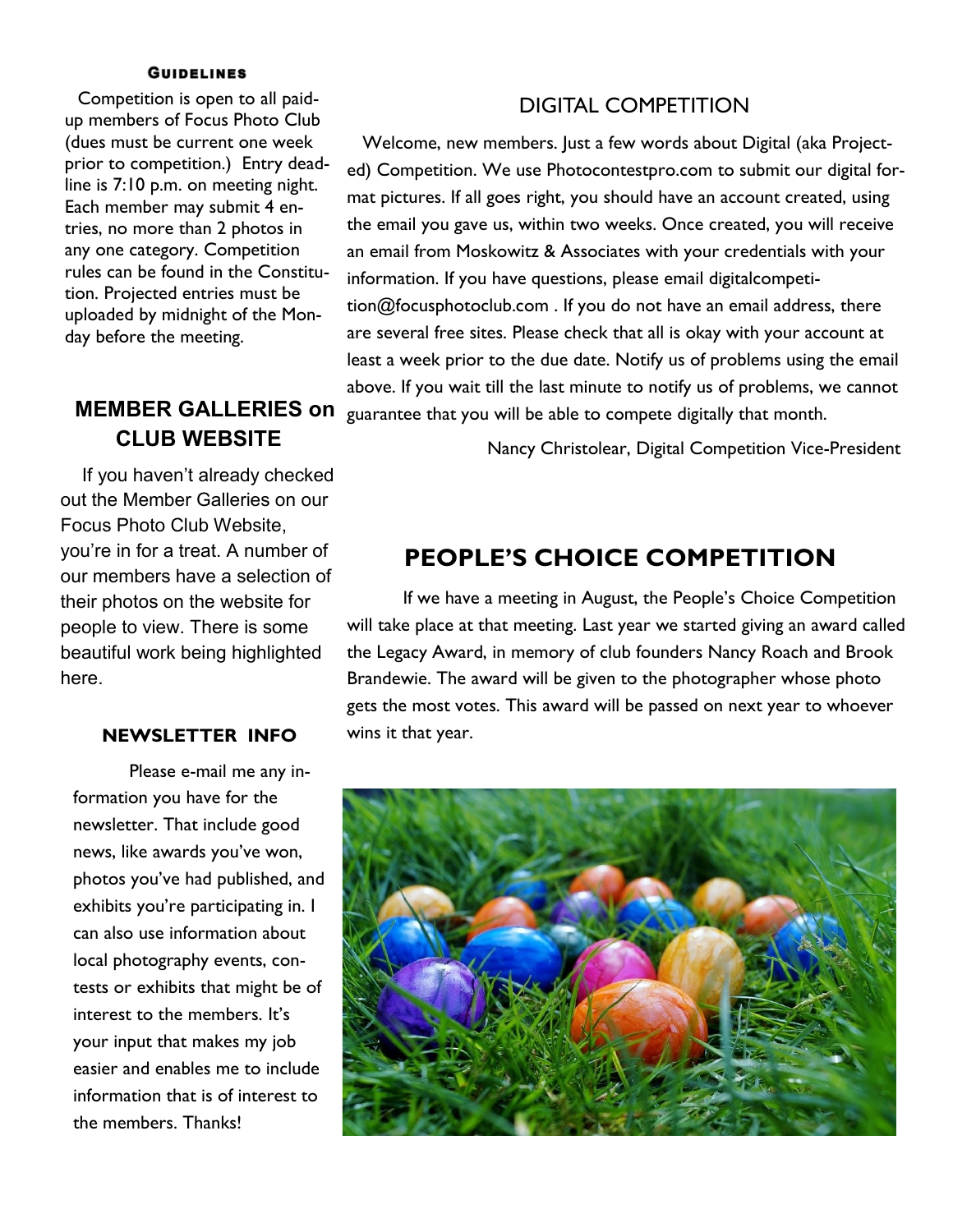### Guidelines

Competition is open to all paid-up members of Focus Photo Club (dues must be current one week prior to competition.) Entry deadline is 7:10 p.m. on meeting night. Each member may submit 4 entries, no more than 2 photos in any one category. Competition rules can be found in the Constitution. Projected entries must be uploaded by midnight of the Monday before the meeting.

## MEMBER GALLERIES on CLUB WEBSITE

If you haven't already checked out the Member Galleries on our Focus Photo Club Website, you're in for a treat. A number of our members have a selection of their photos on the website for people to view. There is some beautiful work being highlighted here.

### NEWSLETTER INFO

Please e-mail me any information you have for the newsletter. That include good news, like awards you've won, photos you've had published, and exhibits you're participating in. I can also use information about local photography events, contests or exhibits that might be of interest to the members. It's your input that makes my job easier and enables me to include information that is of interest to the members. Thanks!

## DIGITAL COMPETITION

Welcome, new members. Just a few words about Digital (aka Projected) Competition. We use Photocontestpro.com to submit our digital format pictures. If all goes right, you should have an account created, using the email you gave us, within two weeks. Once created, you will receive an email from Moskowitz & Associates with your credentials with your information. If you have questions, please email digitalcompetition@focusphotoclub.com . If you do not have an email address, there are several free sites. Please check that all is okay with your account at least a week prior to the due date. Notify us of problems using the email above. If you wait till the last minute to notify us of problems, we cannot guarantee that you will be able to compete digitally that month.

Nancy Christolear, Digital Competition Vice-President

## PEOPLE'S CHOICE COMPETITION

If we have a meeting in August, the People's Choice Competition will take place at that meeting. Last year we started giving an award called the Legacy Award, in memory of club founders Nancy Roach and Brook Brandewie. The award will be given to the photographer whose photo gets the most votes. This award will be passed on next year to whoever wins it that year.